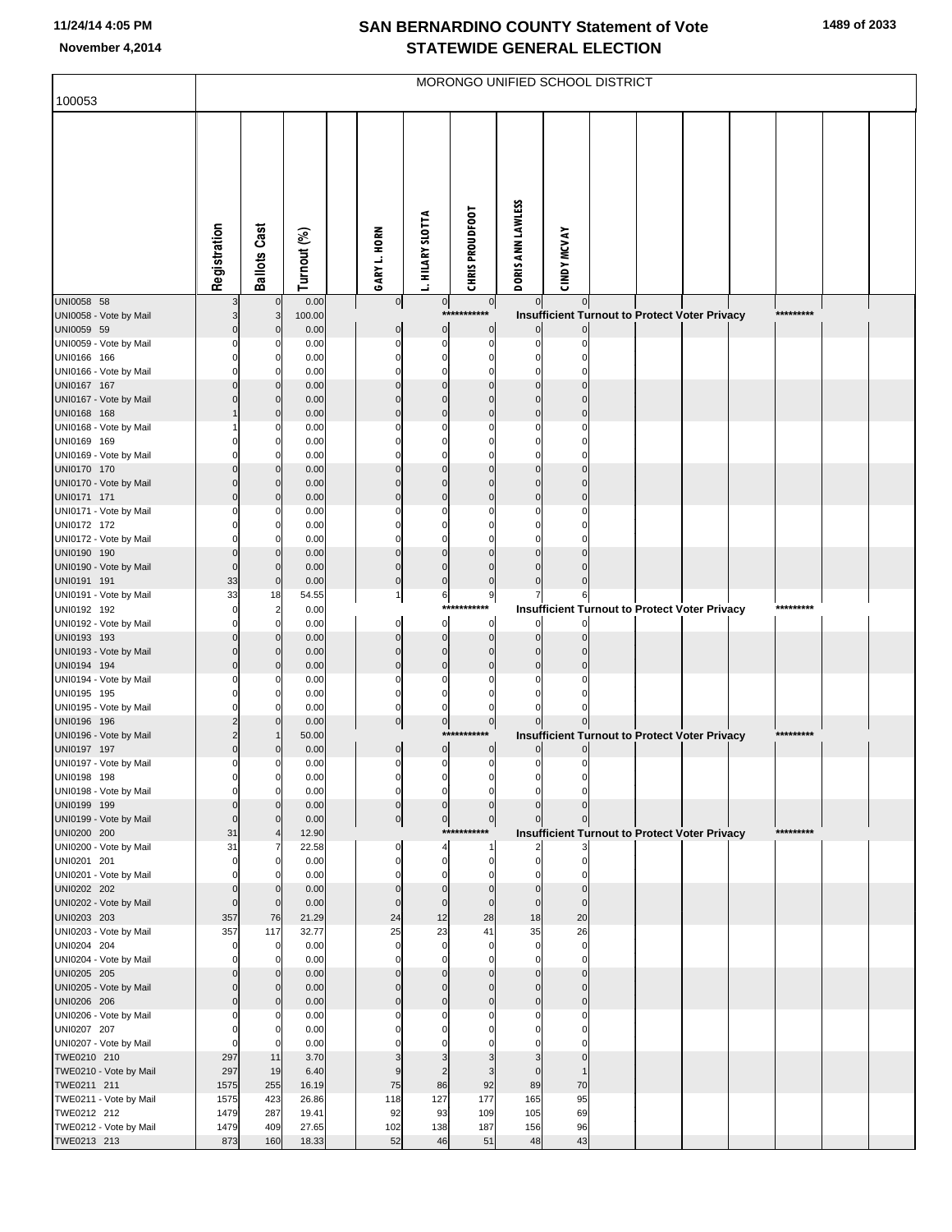# SAN BERNARDINO COUNTY Statement of Vote
## STATEWIDE GENERAL ELECTION

November 4,2014

100053 — MORONGO UNIFIED SCHOOL DISTRICT

| | Registration | Ballots Cast | Turnout (%) | GARY L. HORN | L. HILARY SLOTTA | CHRIS PROUDFOOT | DORIS ANN LAWLESS | CINDY MCVAY |
|---|---|---|---|---|---|---|---|---|
| UNI0058 58 | 3 | 0 | 0.00 | 0 | 0 | 0 | 0 | 0 |
| UNI0058 - Vote by Mail | 3 | 3 | 100.00 | | *********** | Insufficient Turnout to Protect Voter Privacy | | ********* |
| UNI0059 59 | 0 | 0 | 0.00 | 0 | 0 | 0 | 0 | 0 |
| UNI0059 - Vote by Mail | 0 | 0 | 0.00 | 0 | 0 | 0 | 0 | 0 |
| UNI0166 166 | 0 | 0 | 0.00 | 0 | 0 | 0 | 0 | 0 |
| UNI0166 - Vote by Mail | 0 | 0 | 0.00 | 0 | 0 | 0 | 0 | 0 |
| UNI0167 167 | 0 | 0 | 0.00 | 0 | 0 | 0 | 0 | 0 |
| UNI0167 - Vote by Mail | 0 | 0 | 0.00 | 0 | 0 | 0 | 0 | 0 |
| UNI0168 168 | 1 | 0 | 0.00 | 0 | 0 | 0 | 0 | 0 |
| UNI0168 - Vote by Mail | 1 | 0 | 0.00 | 0 | 0 | 0 | 0 | 0 |
| UNI0169 169 | 0 | 0 | 0.00 | 0 | 0 | 0 | 0 | 0 |
| UNI0169 - Vote by Mail | 0 | 0 | 0.00 | 0 | 0 | 0 | 0 | 0 |
| UNI0170 170 | 0 | 0 | 0.00 | 0 | 0 | 0 | 0 | 0 |
| UNI0170 - Vote by Mail | 0 | 0 | 0.00 | 0 | 0 | 0 | 0 | 0 |
| UNI0171 171 | 0 | 0 | 0.00 | 0 | 0 | 0 | 0 | 0 |
| UNI0171 - Vote by Mail | 0 | 0 | 0.00 | 0 | 0 | 0 | 0 | 0 |
| UNI0172 172 | 0 | 0 | 0.00 | 0 | 0 | 0 | 0 | 0 |
| UNI0172 - Vote by Mail | 0 | 0 | 0.00 | 0 | 0 | 0 | 0 | 0 |
| UNI0190 190 | 0 | 0 | 0.00 | 0 | 0 | 0 | 0 | 0 |
| UNI0190 - Vote by Mail | 0 | 0 | 0.00 | 0 | 0 | 0 | 0 | 0 |
| UNI0191 191 | 33 | 0 | 0.00 | 0 | 0 | 0 | 0 | 0 |
| UNI0191 - Vote by Mail | 33 | 18 | 54.55 | 1 | 6 | 9 | 7 | 6 |
| UNI0192 192 | 0 | 2 | 0.00 | | *********** | Insufficient Turnout to Protect Voter Privacy | | ********* |
| UNI0192 - Vote by Mail | 0 | 0 | 0.00 | 0 | 0 | 0 | 0 | 0 |
| UNI0193 193 | 0 | 0 | 0.00 | 0 | 0 | 0 | 0 | 0 |
| UNI0193 - Vote by Mail | 0 | 0 | 0.00 | 0 | 0 | 0 | 0 | 0 |
| UNI0194 194 | 0 | 0 | 0.00 | 0 | 0 | 0 | 0 | 0 |
| UNI0194 - Vote by Mail | 0 | 0 | 0.00 | 0 | 0 | 0 | 0 | 0 |
| UNI0195 195 | 0 | 0 | 0.00 | 0 | 0 | 0 | 0 | 0 |
| UNI0195 - Vote by Mail | 0 | 0 | 0.00 | 0 | 0 | 0 | 0 | 0 |
| UNI0196 196 | 2 | 0 | 0.00 | 0 | 0 | 0 | 0 | 0 |
| UNI0196 - Vote by Mail | 2 | 1 | 50.00 | | *********** | Insufficient Turnout to Protect Voter Privacy | | ********* |
| UNI0197 197 | 0 | 0 | 0.00 | 0 | 0 | 0 | 0 | 0 |
| UNI0197 - Vote by Mail | 0 | 0 | 0.00 | 0 | 0 | 0 | 0 | 0 |
| UNI0198 198 | 0 | 0 | 0.00 | 0 | 0 | 0 | 0 | 0 |
| UNI0198 - Vote by Mail | 0 | 0 | 0.00 | 0 | 0 | 0 | 0 | 0 |
| UNI0199 199 | 0 | 0 | 0.00 | 0 | 0 | 0 | 0 | 0 |
| UNI0199 - Vote by Mail | 0 | 0 | 0.00 | 0 | 0 | 0 | 0 | 0 |
| UNI0200 200 | 31 | 4 | 12.90 | | *********** | Insufficient Turnout to Protect Voter Privacy | | ********* |
| UNI0200 - Vote by Mail | 31 | 7 | 22.58 | 0 | 4 | 1 | 2 | 3 |
| UNI0201 201 | 0 | 0 | 0.00 | 0 | 0 | 0 | 0 | 0 |
| UNI0201 - Vote by Mail | 0 | 0 | 0.00 | 0 | 0 | 0 | 0 | 0 |
| UNI0202 202 | 0 | 0 | 0.00 | 0 | 0 | 0 | 0 | 0 |
| UNI0202 - Vote by Mail | 0 | 0 | 0.00 | 0 | 0 | 0 | 0 | 0 |
| UNI0203 203 | 357 | 76 | 21.29 | 24 | 12 | 28 | 18 | 20 |
| UNI0203 - Vote by Mail | 357 | 117 | 32.77 | 25 | 23 | 41 | 35 | 26 |
| UNI0204 204 | 0 | 0 | 0.00 | 0 | 0 | 0 | 0 | 0 |
| UNI0204 - Vote by Mail | 0 | 0 | 0.00 | 0 | 0 | 0 | 0 | 0 |
| UNI0205 205 | 0 | 0 | 0.00 | 0 | 0 | 0 | 0 | 0 |
| UNI0205 - Vote by Mail | 0 | 0 | 0.00 | 0 | 0 | 0 | 0 | 0 |
| UNI0206 206 | 0 | 0 | 0.00 | 0 | 0 | 0 | 0 | 0 |
| UNI0206 - Vote by Mail | 0 | 0 | 0.00 | 0 | 0 | 0 | 0 | 0 |
| UNI0207 207 | 0 | 0 | 0.00 | 0 | 0 | 0 | 0 | 0 |
| UNI0207 - Vote by Mail | 0 | 0 | 0.00 | 0 | 0 | 0 | 0 | 0 |
| TWE0210 210 | 297 | 11 | 3.70 | 3 | 3 | 3 | 3 | 0 |
| TWE0210 - Vote by Mail | 297 | 19 | 6.40 | 9 | 2 | 3 | 0 | 1 |
| TWE0211 211 | 1575 | 255 | 16.19 | 75 | 86 | 92 | 89 | 70 |
| TWE0211 - Vote by Mail | 1575 | 423 | 26.86 | 118 | 127 | 177 | 165 | 95 |
| TWE0212 212 | 1479 | 287 | 19.41 | 92 | 93 | 109 | 105 | 69 |
| TWE0212 - Vote by Mail | 1479 | 409 | 27.65 | 102 | 138 | 187 | 156 | 96 |
| TWE0213 213 | 873 | 160 | 18.33 | 52 | 46 | 51 | 48 | 43 |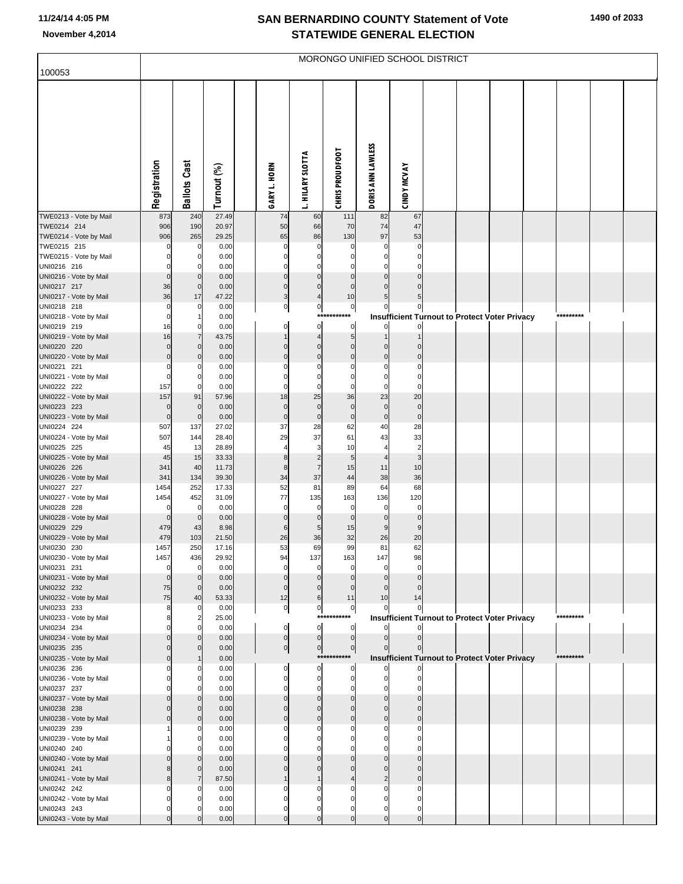# SAN BERNARDINO COUNTY Statement of Vote
# STATEWIDE GENERAL ELECTION

November 4,2014

MORONGO UNIFIED SCHOOL DISTRICT

100053

| | Registration | Ballots Cast | Turnout (%) | | GARY L. HORN | L. HILARY SLOTTA | CHRIS PROUDFOOT | DORIS ANN LAWLESS | CINDY MCVAY |
|---|---|---|---|---|---|---|---|---|---|
| TWE0213 - Vote by Mail | 873 | 240 | 27.49 | | 74 | 60 | 111 | 82 | 67 |
| TWE0214 214 | 906 | 190 | 20.97 | | 50 | 66 | 70 | 74 | 47 |
| TWE0214 - Vote by Mail | 906 | 265 | 29.25 | | 65 | 86 | 130 | 97 | 53 |
| TWE0215 215 | 0 | 0 | 0.00 | | 0 | 0 | 0 | 0 | 0 |
| TWE0215 - Vote by Mail | 0 | 0 | 0.00 | | 0 | 0 | 0 | 0 | 0 |
| UNI0216 216 | 0 | 0 | 0.00 | | 0 | 0 | 0 | 0 | 0 |
| UNI0216 - Vote by Mail | 0 | 0 | 0.00 | | 0 | 0 | 0 | 0 | 0 |
| UNI0217 217 | 36 | 0 | 0.00 | | 0 | 0 | 0 | 0 | 0 |
| UNI0217 - Vote by Mail | 36 | 17 | 47.22 | | 3 | 4 | 10 | 5 | 5 |
| UNI0218 218 | 0 | 0 | 0.00 | | 0 | 0 | 0 | 0 | 0 |
| UNI0218 - Vote by Mail | 0 | 1 | 0.00 | | | *********** | Insufficient Turnout to Protect Voter Privacy | | ********* |
| UNI0219 219 | 16 | 0 | 0.00 | | 0 | 0 | 0 | 0 | 0 |
| UNI0219 - Vote by Mail | 16 | 7 | 43.75 | | 1 | 4 | 5 | 1 | 1 |
| UNI0220 220 | 0 | 0 | 0.00 | | 0 | 0 | 0 | 0 | 0 |
| UNI0220 - Vote by Mail | 0 | 0 | 0.00 | | 0 | 0 | 0 | 0 | 0 |
| UNI0221 221 | 0 | 0 | 0.00 | | 0 | 0 | 0 | 0 | 0 |
| UNI0221 - Vote by Mail | 0 | 0 | 0.00 | | 0 | 0 | 0 | 0 | 0 |
| UNI0222 222 | 157 | 0 | 0.00 | | 0 | 0 | 0 | 0 | 0 |
| UNI0222 - Vote by Mail | 157 | 91 | 57.96 | | 18 | 25 | 36 | 23 | 20 |
| UNI0223 223 | 0 | 0 | 0.00 | | 0 | 0 | 0 | 0 | 0 |
| UNI0223 - Vote by Mail | 0 | 0 | 0.00 | | 0 | 0 | 0 | 0 | 0 |
| UNI0224 224 | 507 | 137 | 27.02 | | 37 | 28 | 62 | 40 | 28 |
| UNI0224 - Vote by Mail | 507 | 144 | 28.40 | | 29 | 37 | 61 | 43 | 33 |
| UNI0225 225 | 45 | 13 | 28.89 | | 4 | 3 | 10 | 4 | 2 |
| UNI0225 - Vote by Mail | 45 | 15 | 33.33 | | 8 | 2 | 5 | 4 | 3 |
| UNI0226 226 | 341 | 40 | 11.73 | | 8 | 7 | 15 | 11 | 10 |
| UNI0226 - Vote by Mail | 341 | 134 | 39.30 | | 34 | 37 | 44 | 38 | 36 |
| UNI0227 227 | 1454 | 252 | 17.33 | | 52 | 81 | 89 | 64 | 68 |
| UNI0227 - Vote by Mail | 1454 | 452 | 31.09 | | 77 | 135 | 163 | 136 | 120 |
| UNI0228 228 | 0 | 0 | 0.00 | | 0 | 0 | 0 | 0 | 0 |
| UNI0228 - Vote by Mail | 0 | 0 | 0.00 | | 0 | 0 | 0 | 0 | 0 |
| UNI0229 229 | 479 | 43 | 8.98 | | 6 | 5 | 15 | 9 | 9 |
| UNI0229 - Vote by Mail | 479 | 103 | 21.50 | | 26 | 36 | 32 | 26 | 20 |
| UNI0230 230 | 1457 | 250 | 17.16 | | 53 | 69 | 99 | 81 | 62 |
| UNI0230 - Vote by Mail | 1457 | 436 | 29.92 | | 94 | 137 | 163 | 147 | 98 |
| UNI0231 231 | 0 | 0 | 0.00 | | 0 | 0 | 0 | 0 | 0 |
| UNI0231 - Vote by Mail | 0 | 0 | 0.00 | | 0 | 0 | 0 | 0 | 0 |
| UNI0232 232 | 75 | 0 | 0.00 | | 0 | 0 | 0 | 0 | 0 |
| UNI0232 - Vote by Mail | 75 | 40 | 53.33 | | 12 | 6 | 11 | 10 | 14 |
| UNI0233 233 | 8 | 0 | 0.00 | | 0 | 0 | 0 | 0 | 0 |
| UNI0233 - Vote by Mail | 8 | 2 | 25.00 | | | *********** | Insufficient Turnout to Protect Voter Privacy | | ********* |
| UNI0234 234 | 0 | 0 | 0.00 | | 0 | 0 | 0 | 0 | 0 |
| UNI0234 - Vote by Mail | 0 | 0 | 0.00 | | 0 | 0 | 0 | 0 | 0 |
| UNI0235 235 | 0 | 0 | 0.00 | | 0 | 0 | 0 | 0 | 0 |
| UNI0235 - Vote by Mail | 0 | 1 | 0.00 | | | *********** | Insufficient Turnout to Protect Voter Privacy | | ********* |
| UNI0236 236 | 0 | 0 | 0.00 | | 0 | 0 | 0 | 0 | 0 |
| UNI0236 - Vote by Mail | 0 | 0 | 0.00 | | 0 | 0 | 0 | 0 | 0 |
| UNI0237 237 | 0 | 0 | 0.00 | | 0 | 0 | 0 | 0 | 0 |
| UNI0237 - Vote by Mail | 0 | 0 | 0.00 | | 0 | 0 | 0 | 0 | 0 |
| UNI0238 238 | 0 | 0 | 0.00 | | 0 | 0 | 0 | 0 | 0 |
| UNI0238 - Vote by Mail | 0 | 0 | 0.00 | | 0 | 0 | 0 | 0 | 0 |
| UNI0239 239 | 1 | 0 | 0.00 | | 0 | 0 | 0 | 0 | 0 |
| UNI0239 - Vote by Mail | 1 | 0 | 0.00 | | 0 | 0 | 0 | 0 | 0 |
| UNI0240 240 | 0 | 0 | 0.00 | | 0 | 0 | 0 | 0 | 0 |
| UNI0240 - Vote by Mail | 0 | 0 | 0.00 | | 0 | 0 | 0 | 0 | 0 |
| UNI0241 241 | 8 | 0 | 0.00 | | 0 | 0 | 0 | 0 | 0 |
| UNI0241 - Vote by Mail | 8 | 7 | 87.50 | | 1 | 1 | 4 | 2 | 0 |
| UNI0242 242 | 0 | 0 | 0.00 | | 0 | 0 | 0 | 0 | 0 |
| UNI0242 - Vote by Mail | 0 | 0 | 0.00 | | 0 | 0 | 0 | 0 | 0 |
| UNI0243 243 | 0 | 0 | 0.00 | | 0 | 0 | 0 | 0 | 0 |
| UNI0243 - Vote by Mail | 0 | 0 | 0.00 | | 0 | 0 | 0 | 0 | 0 |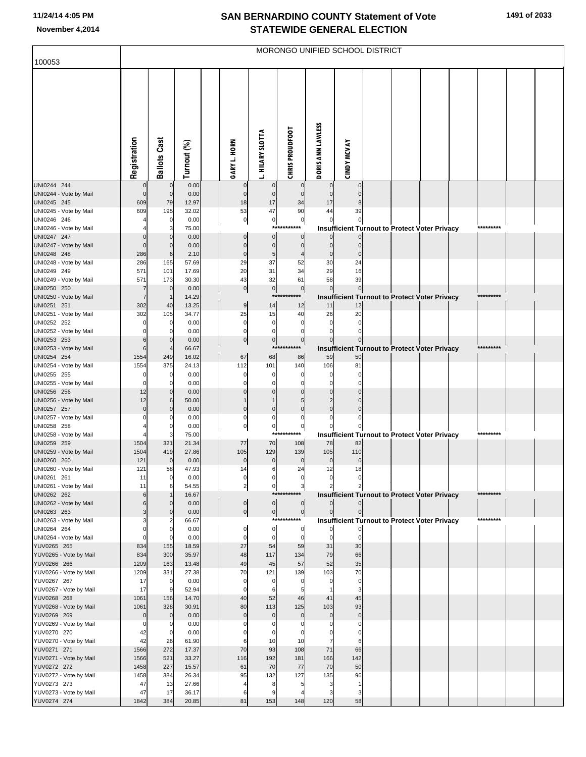# SAN BERNARDINO COUNTY Statement of Vote
# STATEWIDE GENERAL ELECTION

11/24/14 4:05 PM
November 4,2014

## MORONGO UNIFIED SCHOOL DISTRICT

100053

| | Registration | Ballots Cast | Turnout (%) | GARY L. HORN | L. HILARY SLOTTA | CHRIS PROUDFOOT | DORIS ANN LAWLESS | CINDY MCVAY |
|---|---|---|---|---|---|---|---|---|
| UNI0244 244 | 0 | 0 | 0.00 | 0 | 0 | 0 | 0 | 0 |
| UNI0244 - Vote by Mail | 0 | 0 | 0.00 | 0 | 0 | 0 | 0 | 0 |
| UNI0245 245 | 609 | 79 | 12.97 | 18 | 17 | 34 | 17 | 8 |
| UNI0245 - Vote by Mail | 609 | 195 | 32.02 | 53 | 47 | 90 | 44 | 39 |
| UNI0246 246 | 4 | 0 | 0.00 | 0 | 0 | 0 | 0 | 0 |
| UNI0246 - Vote by Mail | 4 | 3 | 75.00 | | | *********** Insufficient Turnout to Protect Voter Privacy ********* | | |
| UNI0247 247 | 0 | 0 | 0.00 | 0 | 0 | 0 | 0 | 0 |
| UNI0247 - Vote by Mail | 0 | 0 | 0.00 | 0 | 0 | 0 | 0 | 0 |
| UNI0248 248 | 286 | 6 | 2.10 | 0 | 5 | 4 | 0 | 0 |
| UNI0248 - Vote by Mail | 286 | 165 | 57.69 | 29 | 37 | 52 | 30 | 24 |
| UNI0249 249 | 571 | 101 | 17.69 | 20 | 31 | 34 | 29 | 16 |
| UNI0249 - Vote by Mail | 571 | 173 | 30.30 | 43 | 32 | 61 | 58 | 39 |
| UNI0250 250 | 7 | 0 | 0.00 | 0 | 0 | 0 | 0 | 0 |
| UNI0250 - Vote by Mail | 7 | 1 | 14.29 | | | *********** Insufficient Turnout to Protect Voter Privacy ********* | | |
| UNI0251 251 | 302 | 40 | 13.25 | 9 | 14 | 12 | 11 | 12 |
| UNI0251 - Vote by Mail | 302 | 105 | 34.77 | 25 | 15 | 40 | 26 | 20 |
| UNI0252 252 | 0 | 0 | 0.00 | 0 | 0 | 0 | 0 | 0 |
| UNI0252 - Vote by Mail | 0 | 0 | 0.00 | 0 | 0 | 0 | 0 | 0 |
| UNI0253 253 | 6 | 0 | 0.00 | 0 | 0 | 0 | 0 | 0 |
| UNI0253 - Vote by Mail | 6 | 4 | 66.67 | | | *********** Insufficient Turnout to Protect Voter Privacy ********* | | |
| UNI0254 254 | 1554 | 249 | 16.02 | 67 | 68 | 86 | 59 | 50 |
| UNI0254 - Vote by Mail | 1554 | 375 | 24.13 | 112 | 101 | 140 | 106 | 81 |
| UNI0255 255 | 0 | 0 | 0.00 | 0 | 0 | 0 | 0 | 0 |
| UNI0255 - Vote by Mail | 0 | 0 | 0.00 | 0 | 0 | 0 | 0 | 0 |
| UNI0256 256 | 12 | 0 | 0.00 | 0 | 0 | 0 | 0 | 0 |
| UNI0256 - Vote by Mail | 12 | 6 | 50.00 | 1 | 1 | 5 | 2 | 0 |
| UNI0257 257 | 0 | 0 | 0.00 | 0 | 0 | 0 | 0 | 0 |
| UNI0257 - Vote by Mail | 0 | 0 | 0.00 | 0 | 0 | 0 | 0 | 0 |
| UNI0258 258 | 4 | 0 | 0.00 | 0 | 0 | 0 | 0 | 0 |
| UNI0258 - Vote by Mail | 4 | 3 | 75.00 | | | *********** Insufficient Turnout to Protect Voter Privacy ********* | | |
| UNI0259 259 | 1504 | 321 | 21.34 | 77 | 70 | 108 | 78 | 82 |
| UNI0259 - Vote by Mail | 1504 | 419 | 27.86 | 105 | 129 | 139 | 105 | 110 |
| UNI0260 260 | 121 | 0 | 0.00 | 0 | 0 | 0 | 0 | 0 |
| UNI0260 - Vote by Mail | 121 | 58 | 47.93 | 14 | 6 | 24 | 12 | 18 |
| UNI0261 261 | 11 | 0 | 0.00 | 0 | 0 | 0 | 0 | 0 |
| UNI0261 - Vote by Mail | 11 | 6 | 54.55 | 2 | 0 | 3 | 2 | 2 |
| UNI0262 262 | 6 | 1 | 16.67 | | | *********** Insufficient Turnout to Protect Voter Privacy ********* | | |
| UNI0262 - Vote by Mail | 6 | 0 | 0.00 | 0 | 0 | 0 | 0 | 0 |
| UNI0263 263 | 3 | 0 | 0.00 | 0 | 0 | 0 | 0 | 0 |
| UNI0263 - Vote by Mail | 3 | 2 | 66.67 | | | *********** Insufficient Turnout to Protect Voter Privacy ********* | | |
| UNI0264 264 | 0 | 0 | 0.00 | 0 | 0 | 0 | 0 | 0 |
| UNI0264 - Vote by Mail | 0 | 0 | 0.00 | 0 | 0 | 0 | 0 | 0 |
| YUV0265 265 | 834 | 155 | 18.59 | 27 | 54 | 59 | 31 | 30 |
| YUV0265 - Vote by Mail | 834 | 300 | 35.97 | 48 | 117 | 134 | 79 | 66 |
| YUV0266 266 | 1209 | 163 | 13.48 | 49 | 45 | 57 | 52 | 35 |
| YUV0266 - Vote by Mail | 1209 | 331 | 27.38 | 70 | 121 | 139 | 103 | 70 |
| YUV0267 267 | 17 | 0 | 0.00 | 0 | 0 | 0 | 0 | 0 |
| YUV0267 - Vote by Mail | 17 | 9 | 52.94 | 0 | 6 | 5 | 1 | 3 |
| YUV0268 268 | 1061 | 156 | 14.70 | 40 | 52 | 46 | 41 | 45 |
| YUV0268 - Vote by Mail | 1061 | 328 | 30.91 | 80 | 113 | 125 | 103 | 93 |
| YUV0269 269 | 0 | 0 | 0.00 | 0 | 0 | 0 | 0 | 0 |
| YUV0269 - Vote by Mail | 0 | 0 | 0.00 | 0 | 0 | 0 | 0 | 0 |
| YUV0270 270 | 42 | 0 | 0.00 | 0 | 0 | 0 | 0 | 0 |
| YUV0270 - Vote by Mail | 42 | 26 | 61.90 | 6 | 10 | 10 | 7 | 6 |
| YUV0271 271 | 1566 | 272 | 17.37 | 70 | 93 | 108 | 71 | 66 |
| YUV0271 - Vote by Mail | 1566 | 521 | 33.27 | 116 | 192 | 181 | 166 | 142 |
| YUV0272 272 | 1458 | 227 | 15.57 | 61 | 70 | 77 | 70 | 50 |
| YUV0272 - Vote by Mail | 1458 | 384 | 26.34 | 95 | 132 | 127 | 135 | 96 |
| YUV0273 273 | 47 | 13 | 27.66 | 4 | 8 | 5 | 3 | 1 |
| YUV0273 - Vote by Mail | 47 | 17 | 36.17 | 6 | 9 | 4 | 3 | 3 |
| YUV0274 274 | 1842 | 384 | 20.85 | 81 | 153 | 148 | 120 | 58 |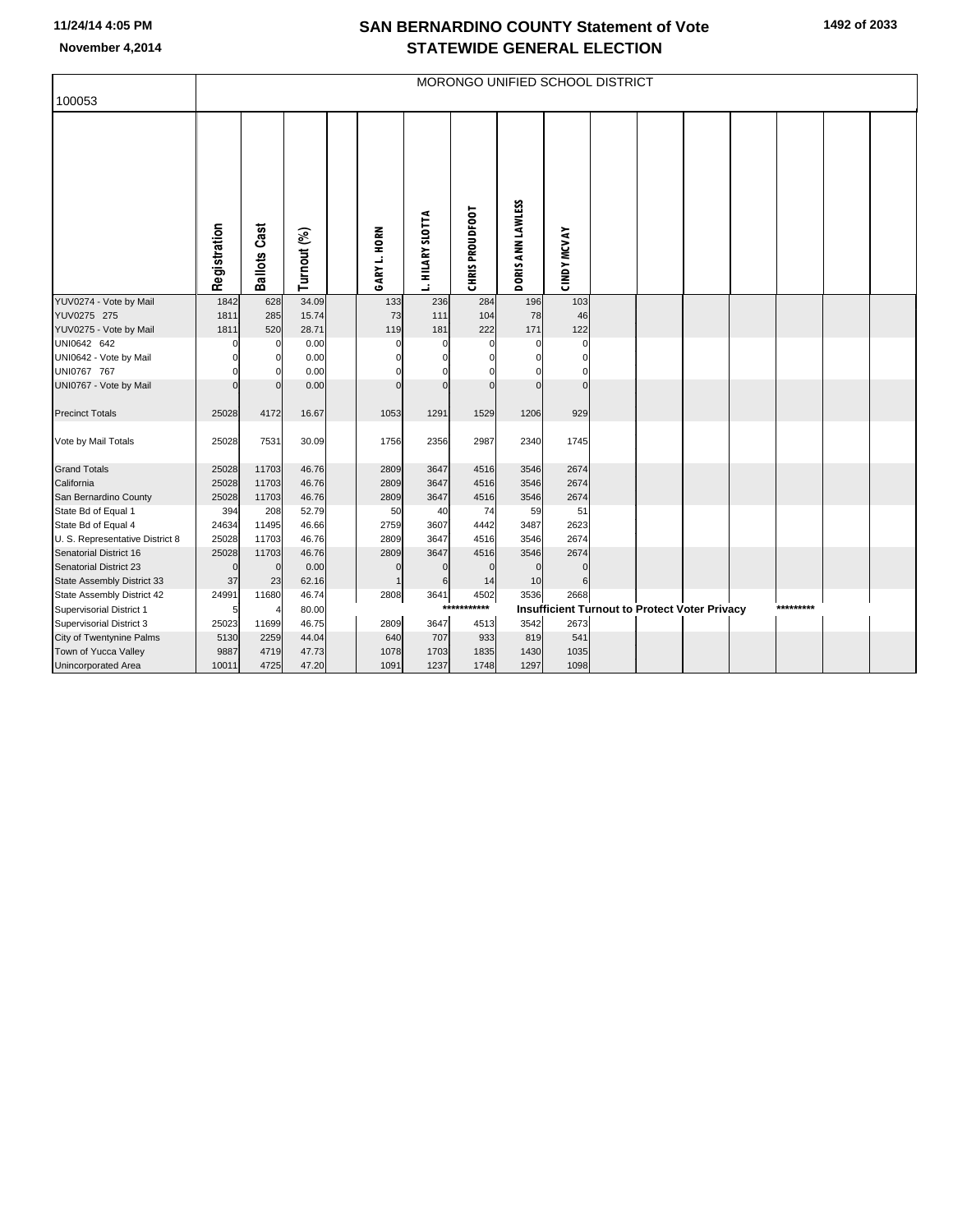**SAN BERNARDINO COUNTY Statement of Vote**
**STATEWIDE GENERAL ELECTION**

11/24/14 4:05 PM
November 4,2014

100053 — MORONGO UNIFIED SCHOOL DISTRICT

| | Registration | Ballots Cast | Turnout (%) | | GARY L. HORN | L. HILARY SLOTTA | CHRIS PROUDFOOT | DORIS ANN LAWLESS | CINDY MCVAY |
|---|---|---|---|---|---|---|---|---|---|
| YUV0274 - Vote by Mail | 1842 | 628 | 34.09 | | 133 | 236 | 284 | 196 | 103 |
| YUV0275 275 | 1811 | 285 | 15.74 | | 73 | 111 | 104 | 78 | 46 |
| YUV0275 - Vote by Mail | 1811 | 520 | 28.71 | | 119 | 181 | 222 | 171 | 122 |
| UNI0642 642 | 0 | 0 | 0.00 | | 0 | 0 | 0 | 0 | 0 |
| UNI0642 - Vote by Mail | 0 | 0 | 0.00 | | 0 | 0 | 0 | 0 | 0 |
| UNI0767 767 | 0 | 0 | 0.00 | | 0 | 0 | 0 | 0 | 0 |
| UNI0767 - Vote by Mail | 0 | 0 | 0.00 | | 0 | 0 | 0 | 0 | 0 |
| Precinct Totals | 25028 | 4172 | 16.67 | | 1053 | 1291 | 1529 | 1206 | 929 |
| Vote by Mail Totals | 25028 | 7531 | 30.09 | | 1756 | 2356 | 2987 | 2340 | 1745 |
| Grand Totals | 25028 | 11703 | 46.76 | | 2809 | 3647 | 4516 | 3546 | 2674 |
| California | 25028 | 11703 | 46.76 | | 2809 | 3647 | 4516 | 3546 | 2674 |
| San Bernardino County | 25028 | 11703 | 46.76 | | 2809 | 3647 | 4516 | 3546 | 2674 |
| State Bd of Equal 1 | 394 | 208 | 52.79 | | 50 | 40 | 74 | 59 | 51 |
| State Bd of Equal 4 | 24634 | 11495 | 46.66 | | 2759 | 3607 | 4442 | 3487 | 2623 |
| U. S. Representative District 8 | 25028 | 11703 | 46.76 | | 2809 | 3647 | 4516 | 3546 | 2674 |
| Senatorial District 16 | 25028 | 11703 | 46.76 | | 2809 | 3647 | 4516 | 3546 | 2674 |
| Senatorial District 23 | 0 | 0 | 0.00 | | 0 | 0 | 0 | 0 | 0 |
| State Assembly District 33 | 37 | 23 | 62.16 | | 1 | 6 | 14 | 10 | 6 |
| State Assembly District 42 | 24991 | 11680 | 46.74 | | 2808 | 3641 | 4502 | 3536 | 2668 |
| Supervisorial District 1 | 5 | 4 | 80.00 | | *********** Insufficient Turnout to Protect Voter Privacy ********* | | | | |
| Supervisorial District 3 | 25023 | 11699 | 46.75 | | 2809 | 3647 | 4513 | 3542 | 2673 |
| City of Twentynine Palms | 5130 | 2259 | 44.04 | | 640 | 707 | 933 | 819 | 541 |
| Town of Yucca Valley | 9887 | 4719 | 47.73 | | 1078 | 1703 | 1835 | 1430 | 1035 |
| Unincorporated Area | 10011 | 4725 | 47.20 | | 1091 | 1237 | 1748 | 1297 | 1098 |